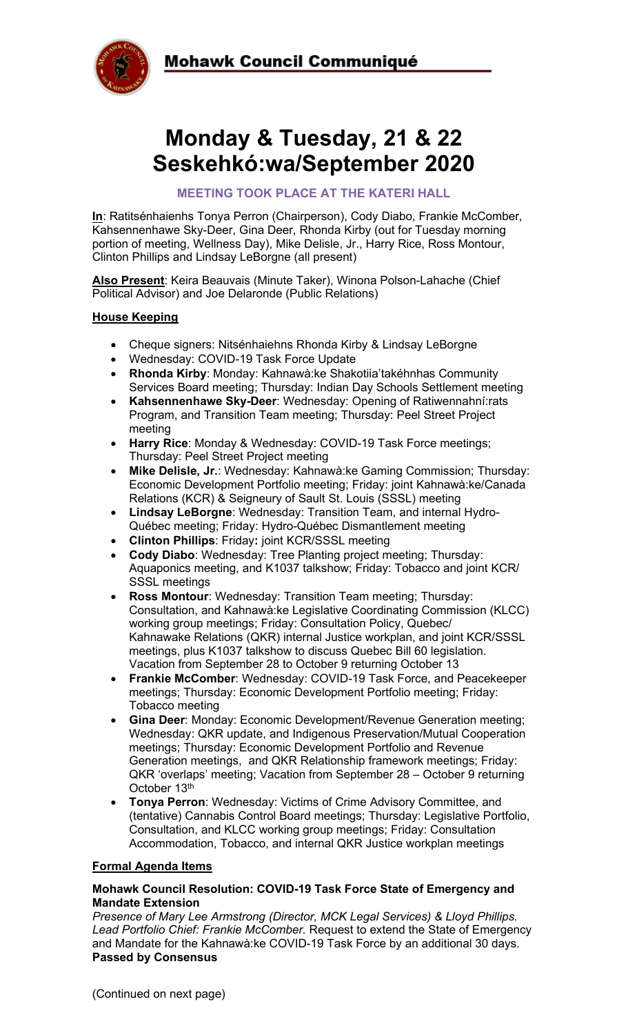# Mohawk Council Communiqué

# Monday & Tuesday, 21 & 22 Seskehkó:wa/September 2020

### MEETING TOOK PLACE AT THE KATERI HALL

**In**: Ratitsénhaienhs Tonya Perron (Chairperson), Cody Diabo, Frankie McComber, Kahsennenhawe Sky-Deer, Gina Deer, Rhonda Kirby (out for Tuesday morning portion of meeting, Wellness Day), Mike Delisle, Jr., Harry Rice, Ross Montour, Clinton Phillips and Lindsay LeBorgne (all present)

**Also Present**: Keira Beauvais (Minute Taker), Winona Polson-Lahache (Chief Political Advisor) and Joe Delaronde (Public Relations)

**House Keeping**

- Cheque signers: Nitsénhaiehns Rhonda Kirby & Lindsay LeBorgne
- Wednesday: COVID-19 Task Force Update
- **Rhonda Kirby**: Monday: Kahnawà:ke Shakotiia'takéhnhas Community Services Board meeting; Thursday: Indian Day Schools Settlement meeting
- **Kahsennenhawe Sky-Deer**: Wednesday: Opening of Ratiwennahní:rats Program, and Transition Team meeting; Thursday: Peel Street Project meeting
- **Harry Rice**: Monday & Wednesday: COVID-19 Task Force meetings; Thursday: Peel Street Project meeting
- **Mike Delisle, Jr.**: Wednesday: Kahnawà:ke Gaming Commission; Thursday: Economic Development Portfolio meeting; Friday: joint Kahnawà:ke/Canada Relations (KCR) & Seigneury of Sault St. Louis (SSSL) meeting
- **Lindsay LeBorgne**: Wednesday: Transition Team, and internal Hydro-Québec meeting; Friday: Hydro-Québec Dismantlement meeting
- **Clinton Phillips**: Friday**:** joint KCR/SSSL meeting
- **Cody Diabo**: Wednesday: Tree Planting project meeting; Thursday: Aquaponics meeting, and K1037 talkshow; Friday: Tobacco and joint KCR/ SSSL meetings
- **Ross Montour**: Wednesday: Transition Team meeting; Thursday: Consultation, and Kahnawà:ke Legislative Coordinating Commission (KLCC) working group meetings; Friday: Consultation Policy, Quebec/ Kahnawake Relations (QKR) internal Justice workplan, and joint KCR/SSSL meetings, plus K1037 talkshow to discuss Quebec Bill 60 legislation. Vacation from September 28 to October 9 returning October 13
- **Frankie McComber**: Wednesday: COVID-19 Task Force, and Peacekeeper meetings; Thursday: Economic Development Portfolio meeting; Friday: Tobacco meeting
- **Gina Deer**: Monday: Economic Development/Revenue Generation meeting; Wednesday: QKR update, and Indigenous Preservation/Mutual Cooperation meetings; Thursday: Economic Development Portfolio and Revenue Generation meetings, and QKR Relationship framework meetings; Friday: QKR 'overlaps' meeting; Vacation from September 28 – October 9 returning October 13th
- **Tonya Perron**: Wednesday: Victims of Crime Advisory Committee, and (tentative) Cannabis Control Board meetings; Thursday: Legislative Portfolio, Consultation, and KLCC working group meetings; Friday: Consultation Accommodation, Tobacco, and internal QKR Justice workplan meetings

**Formal Agenda Items**

**Mohawk Council Resolution: COVID-19 Task Force State of Emergency and Mandate Extension**
*Presence of Mary Lee Armstrong (Director, MCK Legal Services) & Lloyd Phillips. Lead Portfolio Chief: Frankie McComber.* Request to extend the State of Emergency and Mandate for the Kahnawà:ke COVID-19 Task Force by an additional 30 days.
**Passed by Consensus**

(Continued on next page)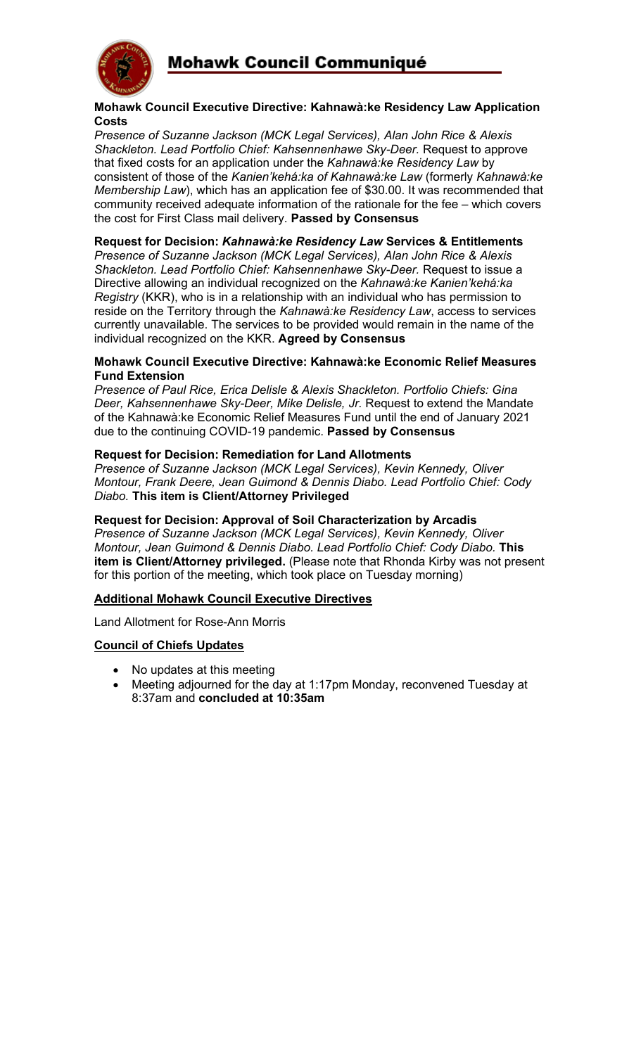# Mohawk Council Communiqué

**Mohawk Council Executive Directive: Kahnawà:ke Residency Law Application Costs**

*Presence of Suzanne Jackson (MCK Legal Services), Alan John Rice & Alexis Shackleton. Lead Portfolio Chief: Kahsennenhawe Sky-Deer.* Request to approve that fixed costs for an application under the *Kahnawà:ke Residency Law* by consistent of those of the *Kanien'kehá:ka of Kahnawà:ke Law* (formerly *Kahnawà:ke Membership Law*), which has an application fee of $30.00. It was recommended that community received adequate information of the rationale for the fee – which covers the cost for First Class mail delivery. **Passed by Consensus**

**Request for Decision: *Kahnawà:ke Residency Law* Services & Entitlements**

*Presence of Suzanne Jackson (MCK Legal Services), Alan John Rice & Alexis Shackleton. Lead Portfolio Chief: Kahsennenhawe Sky-Deer.* Request to issue a Directive allowing an individual recognized on the *Kahnawà:ke Kanien'kehá:ka Registry* (KKR), who is in a relationship with an individual who has permission to reside on the Territory through the *Kahnawà:ke Residency Law*, access to services currently unavailable. The services to be provided would remain in the name of the individual recognized on the KKR. **Agreed by Consensus**

**Mohawk Council Executive Directive: Kahnawà:ke Economic Relief Measures Fund Extension**

*Presence of Paul Rice, Erica Delisle & Alexis Shackleton. Portfolio Chiefs: Gina Deer, Kahsennenhawe Sky-Deer, Mike Delisle, Jr.* Request to extend the Mandate of the Kahnawà:ke Economic Relief Measures Fund until the end of January 2021 due to the continuing COVID-19 pandemic. **Passed by Consensus**

**Request for Decision: Remediation for Land Allotments**

*Presence of Suzanne Jackson (MCK Legal Services), Kevin Kennedy, Oliver Montour, Frank Deere, Jean Guimond & Dennis Diabo. Lead Portfolio Chief: Cody Diabo.* **This item is Client/Attorney Privileged**

**Request for Decision: Approval of Soil Characterization by Arcadis**

*Presence of Suzanne Jackson (MCK Legal Services), Kevin Kennedy, Oliver Montour, Jean Guimond & Dennis Diabo. Lead Portfolio Chief: Cody Diabo.* **This item is Client/Attorney privileged.** (Please note that Rhonda Kirby was not present for this portion of the meeting, which took place on Tuesday morning)

**Additional Mohawk Council Executive Directives**

Land Allotment for Rose-Ann Morris

**Council of Chiefs Updates**

- No updates at this meeting
- Meeting adjourned for the day at 1:17pm Monday, reconvened Tuesday at 8:37am and **concluded at 10:35am**